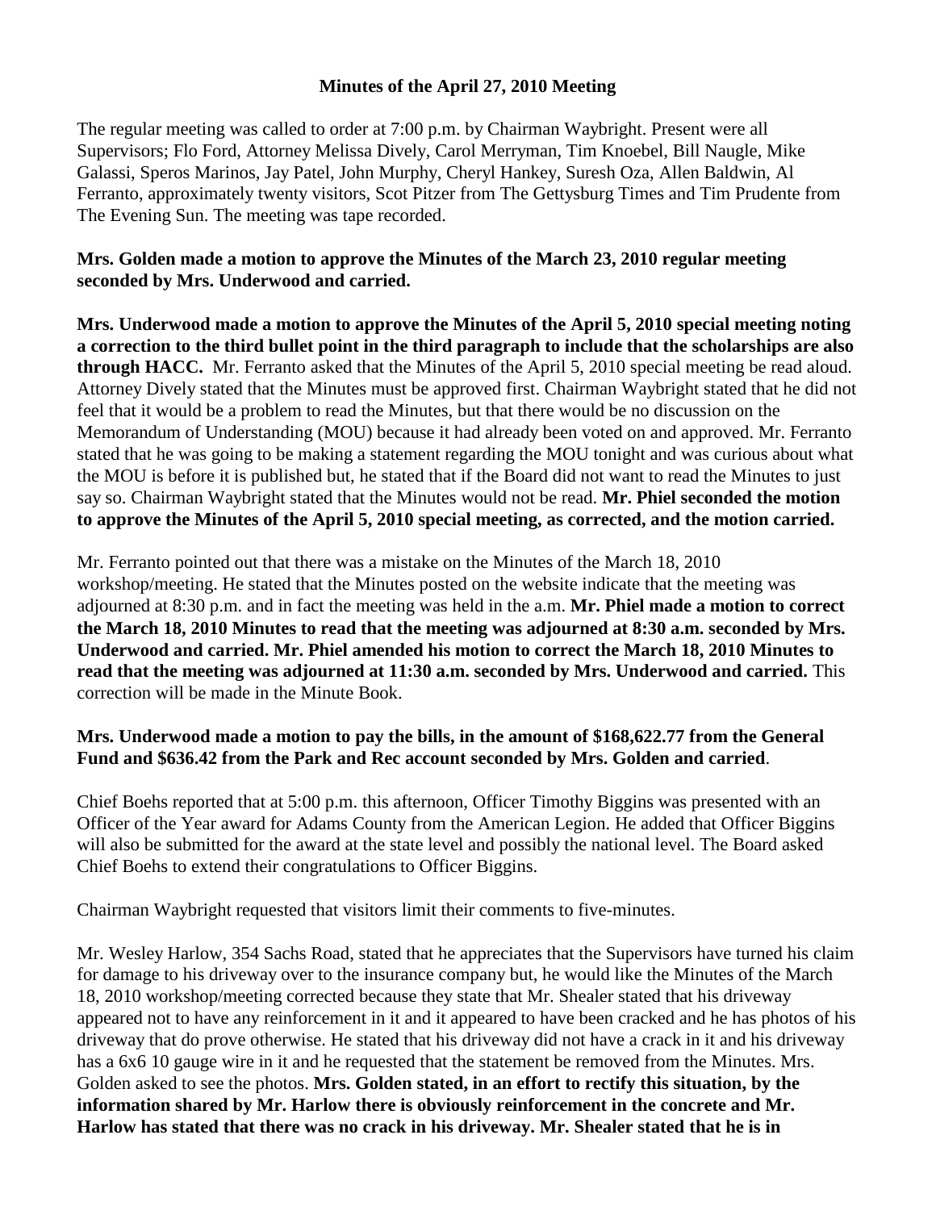**Minutes of the April 27, 2010 Meeting**

The regular meeting was called to order at 7:00 p.m. by Chairman Waybright. Present were all Supervisors; Flo Ford, Attorney Melissa Dively, Carol Merryman, Tim Knoebel, Bill Naugle, Mike Galassi, Speros Marinos, Jay Patel, John Murphy, Cheryl Hankey, Suresh Oza, Allen Baldwin, Al Ferranto, approximately twenty visitors, Scot Pitzer from The Gettysburg Times and Tim Prudente from The Evening Sun. The meeting was tape recorded.

**Mrs. Golden made a motion to approve the Minutes of the March 23, 2010 regular meeting seconded by Mrs. Underwood and carried.**

**Mrs. Underwood made a motion to approve the Minutes of the April 5, 2010 special meeting noting a correction to the third bullet point in the third paragraph to include that the scholarships are also through HACC.** Mr. Ferranto asked that the Minutes of the April 5, 2010 special meeting be read aloud. Attorney Dively stated that the Minutes must be approved first. Chairman Waybright stated that he did not feel that it would be a problem to read the Minutes, but that there would be no discussion on the Memorandum of Understanding (MOU) because it had already been voted on and approved. Mr. Ferranto stated that he was going to be making a statement regarding the MOU tonight and was curious about what the MOU is before it is published but, he stated that if the Board did not want to read the Minutes to just say so. Chairman Waybright stated that the Minutes would not be read. **Mr. Phiel seconded the motion to approve the Minutes of the April 5, 2010 special meeting, as corrected, and the motion carried.**

Mr. Ferranto pointed out that there was a mistake on the Minutes of the March 18, 2010 workshop/meeting. He stated that the Minutes posted on the website indicate that the meeting was adjourned at 8:30 p.m. and in fact the meeting was held in the a.m. **Mr. Phiel made a motion to correct the March 18, 2010 Minutes to read that the meeting was adjourned at 8:30 a.m. seconded by Mrs. Underwood and carried. Mr. Phiel amended his motion to correct the March 18, 2010 Minutes to read that the meeting was adjourned at 11:30 a.m. seconded by Mrs. Underwood and carried.** This correction will be made in the Minute Book.

**Mrs. Underwood made a motion to pay the bills, in the amount of $168,622.77 from the General Fund and $636.42 from the Park and Rec account seconded by Mrs. Golden and carried**.

Chief Boehs reported that at 5:00 p.m. this afternoon, Officer Timothy Biggins was presented with an Officer of the Year award for Adams County from the American Legion. He added that Officer Biggins will also be submitted for the award at the state level and possibly the national level. The Board asked Chief Boehs to extend their congratulations to Officer Biggins.

Chairman Waybright requested that visitors limit their comments to five-minutes.

Mr. Wesley Harlow, 354 Sachs Road, stated that he appreciates that the Supervisors have turned his claim for damage to his driveway over to the insurance company but, he would like the Minutes of the March 18, 2010 workshop/meeting corrected because they state that Mr. Shealer stated that his driveway appeared not to have any reinforcement in it and it appeared to have been cracked and he has photos of his driveway that do prove otherwise. He stated that his driveway did not have a crack in it and his driveway has a 6x6 10 gauge wire in it and he requested that the statement be removed from the Minutes. Mrs. Golden asked to see the photos. **Mrs. Golden stated, in an effort to rectify this situation, by the information shared by Mr. Harlow there is obviously reinforcement in the concrete and Mr. Harlow has stated that there was no crack in his driveway. Mr. Shealer stated that he is in**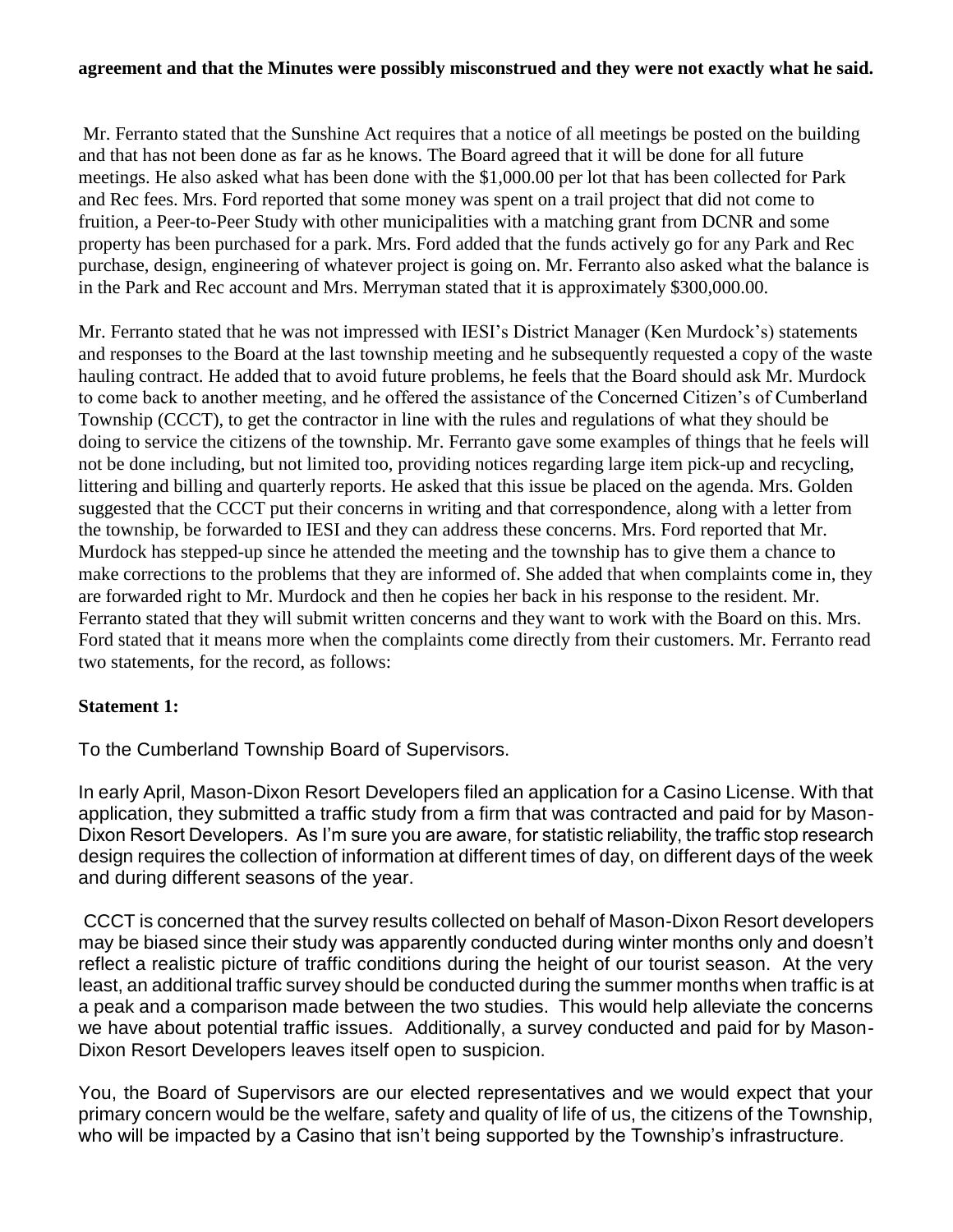**agreement and that the Minutes were possibly misconstrued and they were not exactly what he said.**

Mr. Ferranto stated that the Sunshine Act requires that a notice of all meetings be posted on the building and that has not been done as far as he knows. The Board agreed that it will be done for all future meetings. He also asked what has been done with the $1,000.00 per lot that has been collected for Park and Rec fees. Mrs. Ford reported that some money was spent on a trail project that did not come to fruition, a Peer-to-Peer Study with other municipalities with a matching grant from DCNR and some property has been purchased for a park. Mrs. Ford added that the funds actively go for any Park and Rec purchase, design, engineering of whatever project is going on. Mr. Ferranto also asked what the balance is in the Park and Rec account and Mrs. Merryman stated that it is approximately $300,000.00.

Mr. Ferranto stated that he was not impressed with IESI's District Manager (Ken Murdock's) statements and responses to the Board at the last township meeting and he subsequently requested a copy of the waste hauling contract. He added that to avoid future problems, he feels that the Board should ask Mr. Murdock to come back to another meeting, and he offered the assistance of the Concerned Citizen's of Cumberland Township (CCCT), to get the contractor in line with the rules and regulations of what they should be doing to service the citizens of the township. Mr. Ferranto gave some examples of things that he feels will not be done including, but not limited too, providing notices regarding large item pick-up and recycling, littering and billing and quarterly reports. He asked that this issue be placed on the agenda. Mrs. Golden suggested that the CCCT put their concerns in writing and that correspondence, along with a letter from the township, be forwarded to IESI and they can address these concerns. Mrs. Ford reported that Mr. Murdock has stepped-up since he attended the meeting and the township has to give them a chance to make corrections to the problems that they are informed of. She added that when complaints come in, they are forwarded right to Mr. Murdock and then he copies her back in his response to the resident. Mr. Ferranto stated that they will submit written concerns and they want to work with the Board on this. Mrs. Ford stated that it means more when the complaints come directly from their customers. Mr. Ferranto read two statements, for the record, as follows:

**Statement 1:**

To the Cumberland Township Board of Supervisors.

In early April, Mason-Dixon Resort Developers filed an application for a Casino License. With that application, they submitted a traffic study from a firm that was contracted and paid for by Mason-Dixon Resort Developers. As I'm sure you are aware, for statistic reliability, the traffic stop research design requires the collection of information at different times of day, on different days of the week and during different seasons of the year.

CCCT is concerned that the survey results collected on behalf of Mason-Dixon Resort developers may be biased since their study was apparently conducted during winter months only and doesn't reflect a realistic picture of traffic conditions during the height of our tourist season. At the very least, an additional traffic survey should be conducted during the summer months when traffic is at a peak and a comparison made between the two studies. This would help alleviate the concerns we have about potential traffic issues. Additionally, a survey conducted and paid for by Mason-Dixon Resort Developers leaves itself open to suspicion.

You, the Board of Supervisors are our elected representatives and we would expect that your primary concern would be the welfare, safety and quality of life of us, the citizens of the Township, who will be impacted by a Casino that isn't being supported by the Township's infrastructure.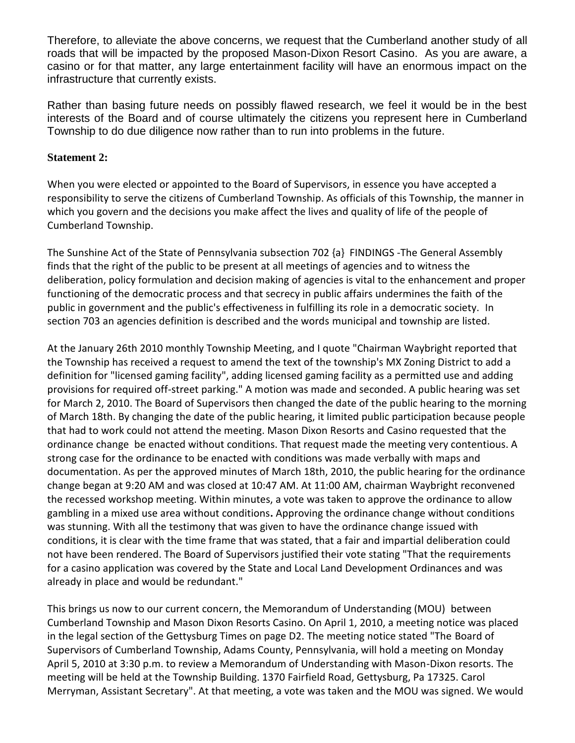Therefore, to alleviate the above concerns, we request that the Cumberland another study of all roads that will be impacted by the proposed Mason-Dixon Resort Casino. As you are aware, a casino or for that matter, any large entertainment facility will have an enormous impact on the infrastructure that currently exists.

Rather than basing future needs on possibly flawed research, we feel it would be in the best interests of the Board and of course ultimately the citizens you represent here in Cumberland Township to do due diligence now rather than to run into problems in the future.

**Statement 2:**

When you were elected or appointed to the Board of Supervisors, in essence you have accepted a responsibility to serve the citizens of Cumberland Township. As officials of this Township, the manner in which you govern and the decisions you make affect the lives and quality of life of the people of Cumberland Township.

The Sunshine Act of the State of Pennsylvania subsection 702 {a} FINDINGS -The General Assembly finds that the right of the public to be present at all meetings of agencies and to witness the deliberation, policy formulation and decision making of agencies is vital to the enhancement and proper functioning of the democratic process and that secrecy in public affairs undermines the faith of the public in government and the public's effectiveness in fulfilling its role in a democratic society. In section 703 an agencies definition is described and the words municipal and township are listed.

At the January 26th 2010 monthly Township Meeting, and I quote "Chairman Waybright reported that the Township has received a request to amend the text of the township's MX Zoning District to add a definition for "licensed gaming facility", adding licensed gaming facility as a permitted use and adding provisions for required off-street parking." A motion was made and seconded. A public hearing was set for March 2, 2010. The Board of Supervisors then changed the date of the public hearing to the morning of March 18th. By changing the date of the public hearing, it limited public participation because people that had to work could not attend the meeting. Mason Dixon Resorts and Casino requested that the ordinance change be enacted without conditions. That request made the meeting very contentious. A strong case for the ordinance to be enacted with conditions was made verbally with maps and documentation. As per the approved minutes of March 18th, 2010, the public hearing for the ordinance change began at 9:20 AM and was closed at 10:47 AM. At 11:00 AM, chairman Waybright reconvened the recessed workshop meeting. Within minutes, a vote was taken to approve the ordinance to allow gambling in a mixed use area without conditions**.** Approving the ordinance change without conditions was stunning. With all the testimony that was given to have the ordinance change issued with conditions, it is clear with the time frame that was stated, that a fair and impartial deliberation could not have been rendered. The Board of Supervisors justified their vote stating "That the requirements for a casino application was covered by the State and Local Land Development Ordinances and was already in place and would be redundant."

This brings us now to our current concern, the Memorandum of Understanding (MOU) between Cumberland Township and Mason Dixon Resorts Casino. On April 1, 2010, a meeting notice was placed in the legal section of the Gettysburg Times on page D2. The meeting notice stated "The Board of Supervisors of Cumberland Township, Adams County, Pennsylvania, will hold a meeting on Monday April 5, 2010 at 3:30 p.m. to review a Memorandum of Understanding with Mason-Dixon resorts. The meeting will be held at the Township Building. 1370 Fairfield Road, Gettysburg, Pa 17325. Carol Merryman, Assistant Secretary". At that meeting, a vote was taken and the MOU was signed. We would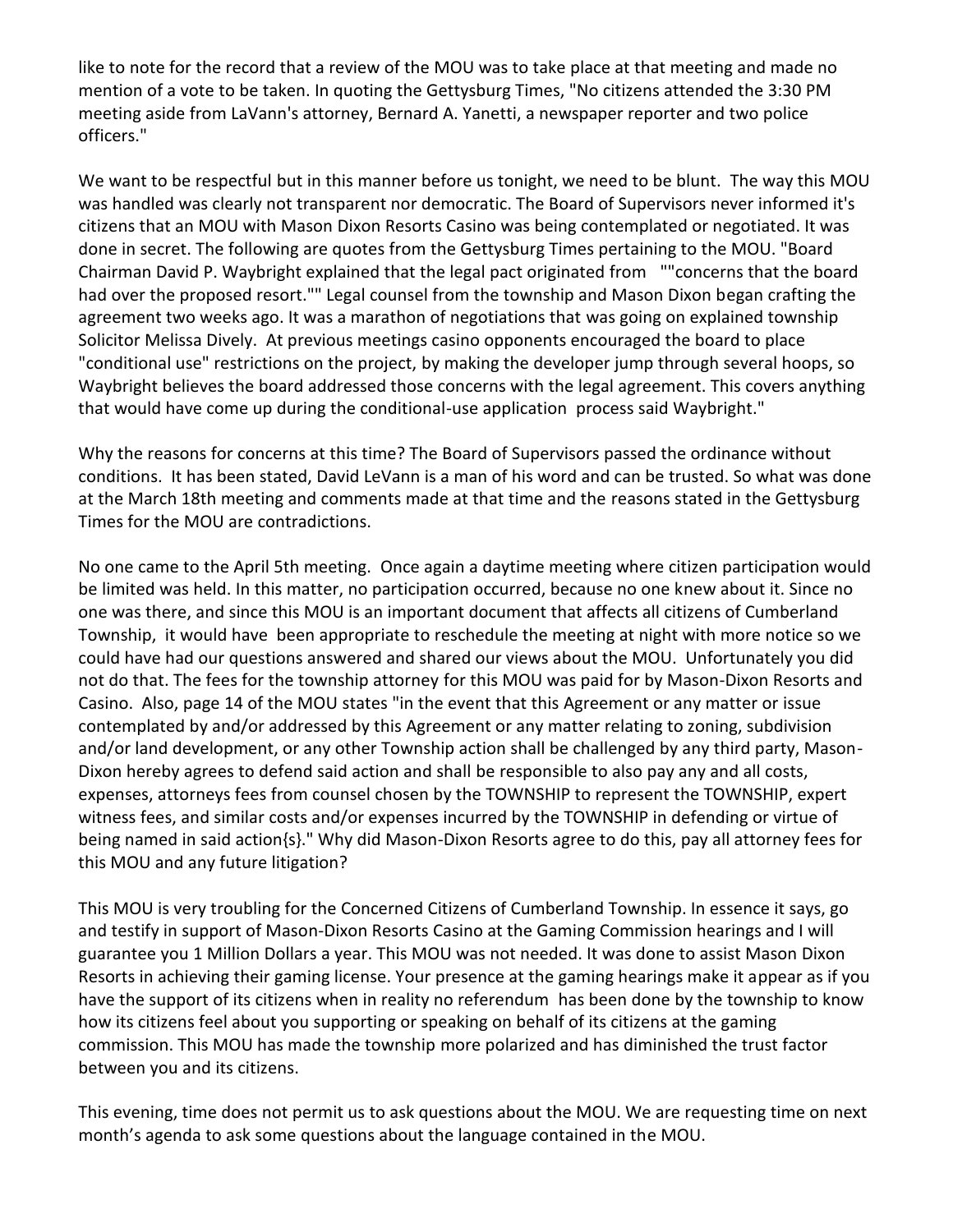like to note for the record that a review of the MOU was to take place at that meeting and made no mention of a vote to be taken. In quoting the Gettysburg Times, "No citizens attended the 3:30 PM meeting aside from LaVann's attorney, Bernard A. Yanetti, a newspaper reporter and two police officers."

We want to be respectful but in this manner before us tonight, we need to be blunt. The way this MOU was handled was clearly not transparent nor democratic. The Board of Supervisors never informed it's citizens that an MOU with Mason Dixon Resorts Casino was being contemplated or negotiated. It was done in secret. The following are quotes from the Gettysburg Times pertaining to the MOU. "Board Chairman David P. Waybright explained that the legal pact originated from ""concerns that the board had over the proposed resort."" Legal counsel from the township and Mason Dixon began crafting the agreement two weeks ago. It was a marathon of negotiations that was going on explained township Solicitor Melissa Dively. At previous meetings casino opponents encouraged the board to place "conditional use" restrictions on the project, by making the developer jump through several hoops, so Waybright believes the board addressed those concerns with the legal agreement. This covers anything that would have come up during the conditional-use application process said Waybright."

Why the reasons for concerns at this time? The Board of Supervisors passed the ordinance without conditions. It has been stated, David LeVann is a man of his word and can be trusted. So what was done at the March 18th meeting and comments made at that time and the reasons stated in the Gettysburg Times for the MOU are contradictions.

No one came to the April 5th meeting. Once again a daytime meeting where citizen participation would be limited was held. In this matter, no participation occurred, because no one knew about it. Since no one was there, and since this MOU is an important document that affects all citizens of Cumberland Township, it would have been appropriate to reschedule the meeting at night with more notice so we could have had our questions answered and shared our views about the MOU. Unfortunately you did not do that. The fees for the township attorney for this MOU was paid for by Mason-Dixon Resorts and Casino. Also, page 14 of the MOU states "in the event that this Agreement or any matter or issue contemplated by and/or addressed by this Agreement or any matter relating to zoning, subdivision and/or land development, or any other Township action shall be challenged by any third party, Mason-Dixon hereby agrees to defend said action and shall be responsible to also pay any and all costs, expenses, attorneys fees from counsel chosen by the TOWNSHIP to represent the TOWNSHIP, expert witness fees, and similar costs and/or expenses incurred by the TOWNSHIP in defending or virtue of being named in said action{s}." Why did Mason-Dixon Resorts agree to do this, pay all attorney fees for this MOU and any future litigation?

This MOU is very troubling for the Concerned Citizens of Cumberland Township. In essence it says, go and testify in support of Mason-Dixon Resorts Casino at the Gaming Commission hearings and I will guarantee you 1 Million Dollars a year. This MOU was not needed. It was done to assist Mason Dixon Resorts in achieving their gaming license. Your presence at the gaming hearings make it appear as if you have the support of its citizens when in reality no referendum has been done by the township to know how its citizens feel about you supporting or speaking on behalf of its citizens at the gaming commission. This MOU has made the township more polarized and has diminished the trust factor between you and its citizens.

This evening, time does not permit us to ask questions about the MOU. We are requesting time on next month's agenda to ask some questions about the language contained in the MOU.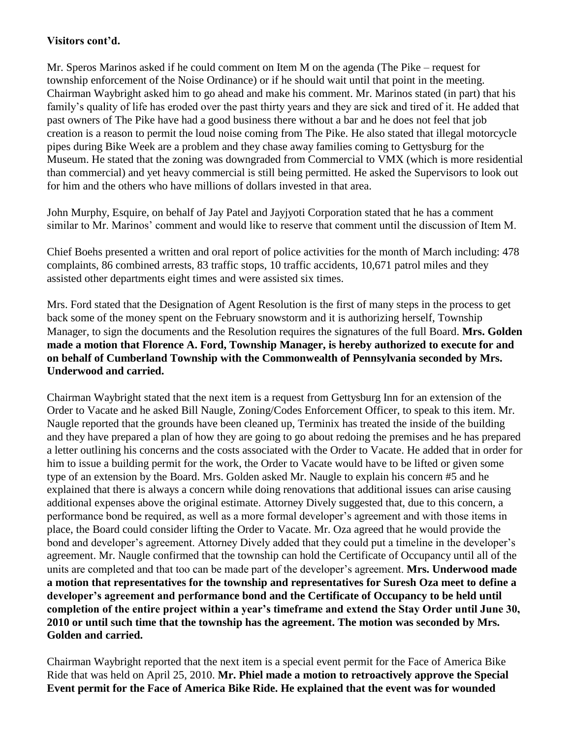**Visitors cont'd.**

Mr. Speros Marinos asked if he could comment on Item M on the agenda (The Pike – request for township enforcement of the Noise Ordinance) or if he should wait until that point in the meeting. Chairman Waybright asked him to go ahead and make his comment. Mr. Marinos stated (in part) that his family's quality of life has eroded over the past thirty years and they are sick and tired of it. He added that past owners of The Pike have had a good business there without a bar and he does not feel that job creation is a reason to permit the loud noise coming from The Pike. He also stated that illegal motorcycle pipes during Bike Week are a problem and they chase away families coming to Gettysburg for the Museum. He stated that the zoning was downgraded from Commercial to VMX (which is more residential than commercial) and yet heavy commercial is still being permitted. He asked the Supervisors to look out for him and the others who have millions of dollars invested in that area.

John Murphy, Esquire, on behalf of Jay Patel and Jayjyoti Corporation stated that he has a comment similar to Mr. Marinos' comment and would like to reserve that comment until the discussion of Item M.

Chief Boehs presented a written and oral report of police activities for the month of March including: 478 complaints, 86 combined arrests, 83 traffic stops, 10 traffic accidents, 10,671 patrol miles and they assisted other departments eight times and were assisted six times.

Mrs. Ford stated that the Designation of Agent Resolution is the first of many steps in the process to get back some of the money spent on the February snowstorm and it is authorizing herself, Township Manager, to sign the documents and the Resolution requires the signatures of the full Board. **Mrs. Golden made a motion that Florence A. Ford, Township Manager, is hereby authorized to execute for and on behalf of Cumberland Township with the Commonwealth of Pennsylvania seconded by Mrs. Underwood and carried.**

Chairman Waybright stated that the next item is a request from Gettysburg Inn for an extension of the Order to Vacate and he asked Bill Naugle, Zoning/Codes Enforcement Officer, to speak to this item. Mr. Naugle reported that the grounds have been cleaned up, Terminix has treated the inside of the building and they have prepared a plan of how they are going to go about redoing the premises and he has prepared a letter outlining his concerns and the costs associated with the Order to Vacate. He added that in order for him to issue a building permit for the work, the Order to Vacate would have to be lifted or given some type of an extension by the Board. Mrs. Golden asked Mr. Naugle to explain his concern #5 and he explained that there is always a concern while doing renovations that additional issues can arise causing additional expenses above the original estimate. Attorney Dively suggested that, due to this concern, a performance bond be required, as well as a more formal developer's agreement and with those items in place, the Board could consider lifting the Order to Vacate. Mr. Oza agreed that he would provide the bond and developer's agreement. Attorney Dively added that they could put a timeline in the developer's agreement. Mr. Naugle confirmed that the township can hold the Certificate of Occupancy until all of the units are completed and that too can be made part of the developer's agreement. **Mrs. Underwood made a motion that representatives for the township and representatives for Suresh Oza meet to define a developer's agreement and performance bond and the Certificate of Occupancy to be held until completion of the entire project within a year's timeframe and extend the Stay Order until June 30, 2010 or until such time that the township has the agreement. The motion was seconded by Mrs. Golden and carried.**

Chairman Waybright reported that the next item is a special event permit for the Face of America Bike Ride that was held on April 25, 2010. **Mr. Phiel made a motion to retroactively approve the Special Event permit for the Face of America Bike Ride. He explained that the event was for wounded**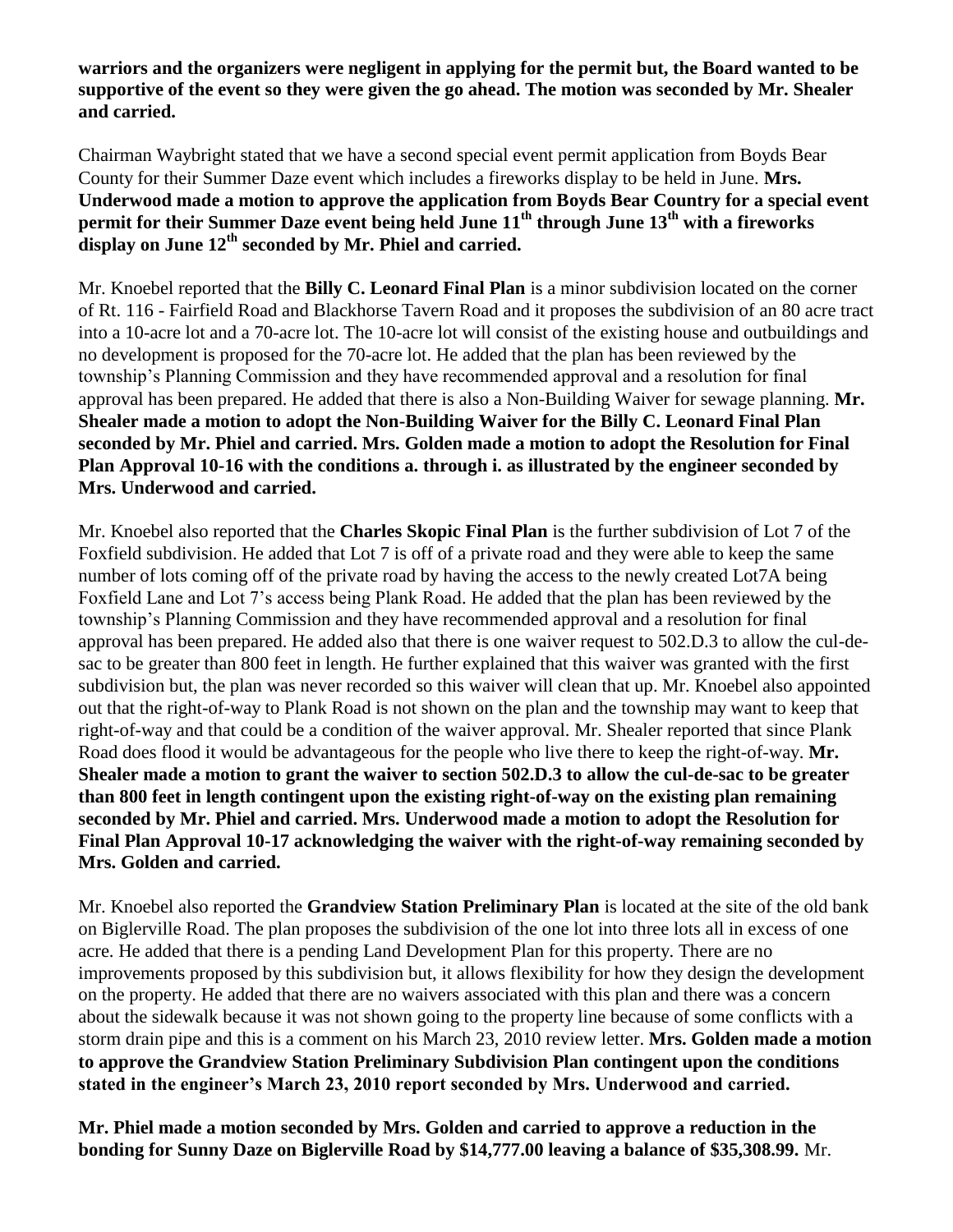**warriors and the organizers were negligent in applying for the permit but, the Board wanted to be supportive of the event so they were given the go ahead. The motion was seconded by Mr. Shealer and carried.**

Chairman Waybright stated that we have a second special event permit application from Boyds Bear County for their Summer Daze event which includes a fireworks display to be held in June. **Mrs. Underwood made a motion to approve the application from Boyds Bear Country for a special event permit for their Summer Daze event being held June 11th through June 13th with a fireworks display on June 12th seconded by Mr. Phiel and carried.**

Mr. Knoebel reported that the **Billy C. Leonard Final Plan** is a minor subdivision located on the corner of Rt. 116 - Fairfield Road and Blackhorse Tavern Road and it proposes the subdivision of an 80 acre tract into a 10-acre lot and a 70-acre lot. The 10-acre lot will consist of the existing house and outbuildings and no development is proposed for the 70-acre lot. He added that the plan has been reviewed by the township's Planning Commission and they have recommended approval and a resolution for final approval has been prepared. He added that there is also a Non-Building Waiver for sewage planning. **Mr. Shealer made a motion to adopt the Non-Building Waiver for the Billy C. Leonard Final Plan seconded by Mr. Phiel and carried. Mrs. Golden made a motion to adopt the Resolution for Final Plan Approval 10-16 with the conditions a. through i. as illustrated by the engineer seconded by Mrs. Underwood and carried.**

Mr. Knoebel also reported that the **Charles Skopic Final Plan** is the further subdivision of Lot 7 of the Foxfield subdivision. He added that Lot 7 is off of a private road and they were able to keep the same number of lots coming off of the private road by having the access to the newly created Lot7A being Foxfield Lane and Lot 7's access being Plank Road. He added that the plan has been reviewed by the township's Planning Commission and they have recommended approval and a resolution for final approval has been prepared. He added also that there is one waiver request to 502.D.3 to allow the cul-de-sac to be greater than 800 feet in length. He further explained that this waiver was granted with the first subdivision but, the plan was never recorded so this waiver will clean that up. Mr. Knoebel also appointed out that the right-of-way to Plank Road is not shown on the plan and the township may want to keep that right-of-way and that could be a condition of the waiver approval. Mr. Shealer reported that since Plank Road does flood it would be advantageous for the people who live there to keep the right-of-way. **Mr. Shealer made a motion to grant the waiver to section 502.D.3 to allow the cul-de-sac to be greater than 800 feet in length contingent upon the existing right-of-way on the existing plan remaining seconded by Mr. Phiel and carried. Mrs. Underwood made a motion to adopt the Resolution for Final Plan Approval 10-17 acknowledging the waiver with the right-of-way remaining seconded by Mrs. Golden and carried.**

Mr. Knoebel also reported the **Grandview Station Preliminary Plan** is located at the site of the old bank on Biglerville Road. The plan proposes the subdivision of the one lot into three lots all in excess of one acre. He added that there is a pending Land Development Plan for this property. There are no improvements proposed by this subdivision but, it allows flexibility for how they design the development on the property. He added that there are no waivers associated with this plan and there was a concern about the sidewalk because it was not shown going to the property line because of some conflicts with a storm drain pipe and this is a comment on his March 23, 2010 review letter. **Mrs. Golden made a motion to approve the Grandview Station Preliminary Subdivision Plan contingent upon the conditions stated in the engineer's March 23, 2010 report seconded by Mrs. Underwood and carried.**

**Mr. Phiel made a motion seconded by Mrs. Golden and carried to approve a reduction in the bonding for Sunny Daze on Biglerville Road by $14,777.00 leaving a balance of $35,308.99.** Mr.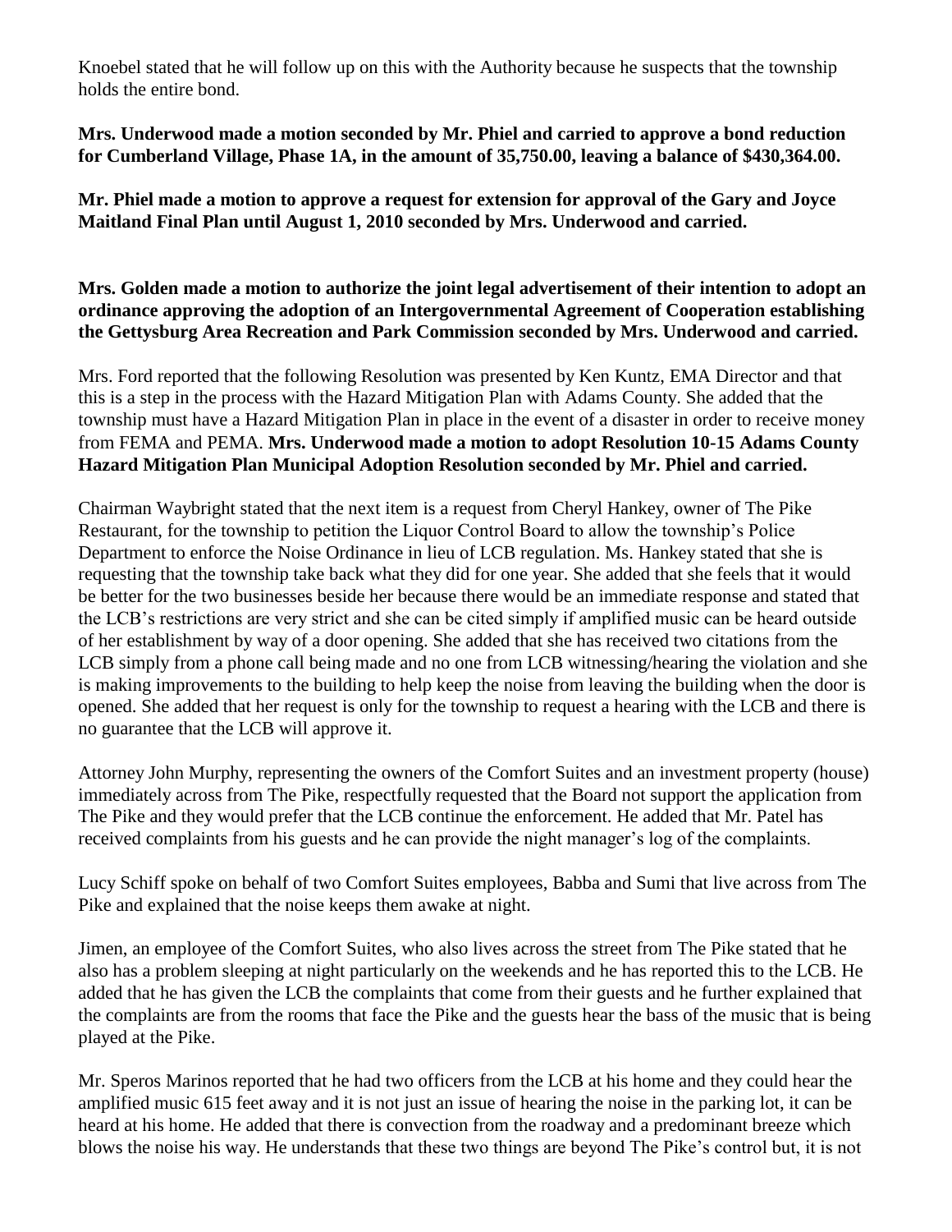Knoebel stated that he will follow up on this with the Authority because he suspects that the township holds the entire bond.

**Mrs. Underwood made a motion seconded by Mr. Phiel and carried to approve a bond reduction for Cumberland Village, Phase 1A, in the amount of 35,750.00, leaving a balance of $430,364.00.**

**Mr. Phiel made a motion to approve a request for extension for approval of the Gary and Joyce Maitland Final Plan until August 1, 2010 seconded by Mrs. Underwood and carried.**

**Mrs. Golden made a motion to authorize the joint legal advertisement of their intention to adopt an ordinance approving the adoption of an Intergovernmental Agreement of Cooperation establishing the Gettysburg Area Recreation and Park Commission seconded by Mrs. Underwood and carried.**

Mrs. Ford reported that the following Resolution was presented by Ken Kuntz, EMA Director and that this is a step in the process with the Hazard Mitigation Plan with Adams County. She added that the township must have a Hazard Mitigation Plan in place in the event of a disaster in order to receive money from FEMA and PEMA. **Mrs. Underwood made a motion to adopt Resolution 10-15 Adams County Hazard Mitigation Plan Municipal Adoption Resolution seconded by Mr. Phiel and carried.**

Chairman Waybright stated that the next item is a request from Cheryl Hankey, owner of The Pike Restaurant, for the township to petition the Liquor Control Board to allow the township's Police Department to enforce the Noise Ordinance in lieu of LCB regulation. Ms. Hankey stated that she is requesting that the township take back what they did for one year. She added that she feels that it would be better for the two businesses beside her because there would be an immediate response and stated that the LCB's restrictions are very strict and she can be cited simply if amplified music can be heard outside of her establishment by way of a door opening. She added that she has received two citations from the LCB simply from a phone call being made and no one from LCB witnessing/hearing the violation and she is making improvements to the building to help keep the noise from leaving the building when the door is opened. She added that her request is only for the township to request a hearing with the LCB and there is no guarantee that the LCB will approve it.

Attorney John Murphy, representing the owners of the Comfort Suites and an investment property (house) immediately across from The Pike, respectfully requested that the Board not support the application from The Pike and they would prefer that the LCB continue the enforcement. He added that Mr. Patel has received complaints from his guests and he can provide the night manager's log of the complaints.

Lucy Schiff spoke on behalf of two Comfort Suites employees, Babba and Sumi that live across from The Pike and explained that the noise keeps them awake at night.

Jimen, an employee of the Comfort Suites, who also lives across the street from The Pike stated that he also has a problem sleeping at night particularly on the weekends and he has reported this to the LCB. He added that he has given the LCB the complaints that come from their guests and he further explained that the complaints are from the rooms that face the Pike and the guests hear the bass of the music that is being played at the Pike.

Mr. Speros Marinos reported that he had two officers from the LCB at his home and they could hear the amplified music 615 feet away and it is not just an issue of hearing the noise in the parking lot, it can be heard at his home. He added that there is convection from the roadway and a predominant breeze which blows the noise his way. He understands that these two things are beyond The Pike's control but, it is not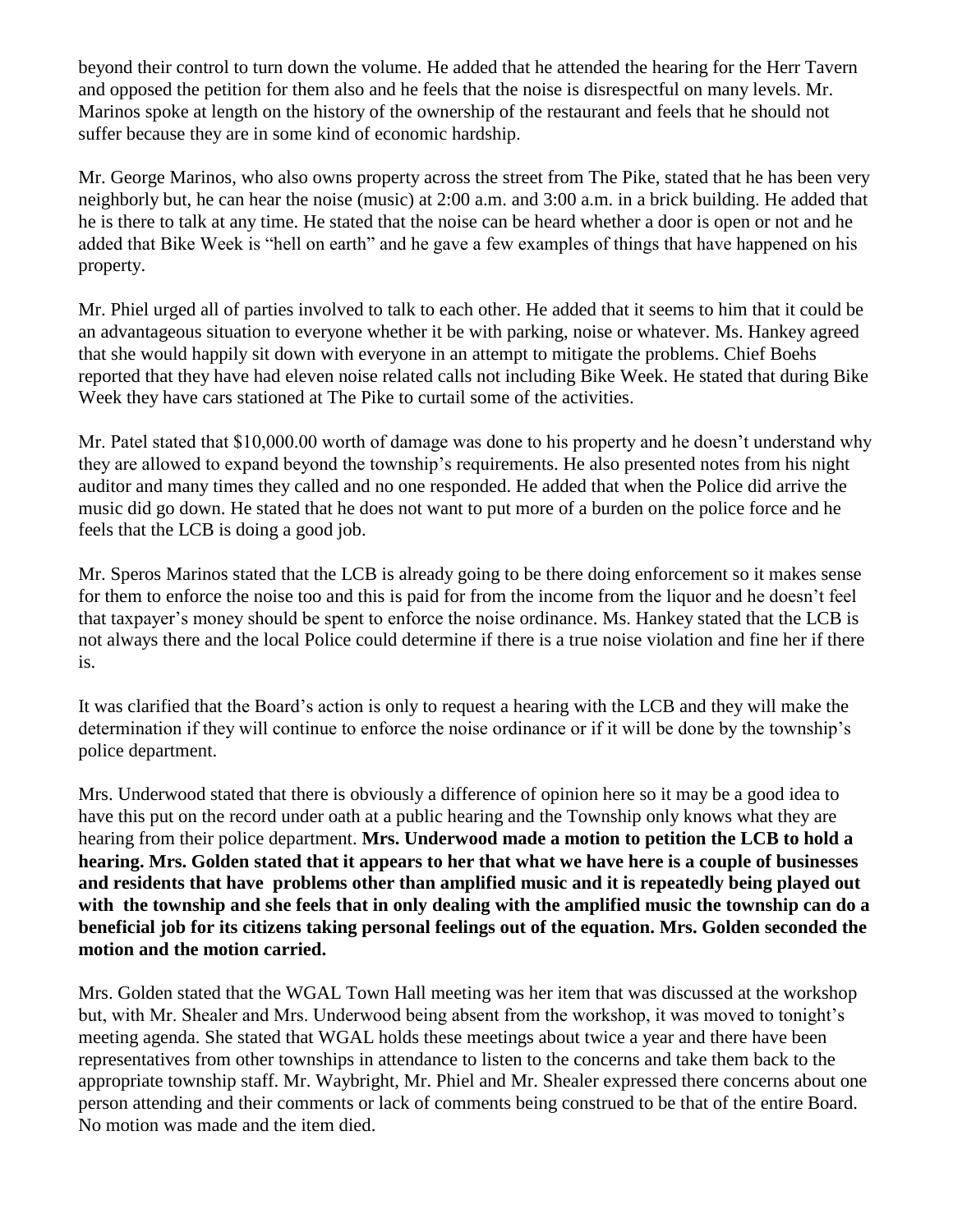beyond their control to turn down the volume. He added that he attended the hearing for the Herr Tavern and opposed the petition for them also and he feels that the noise is disrespectful on many levels. Mr. Marinos spoke at length on the history of the ownership of the restaurant and feels that he should not suffer because they are in some kind of economic hardship.

Mr. George Marinos, who also owns property across the street from The Pike, stated that he has been very neighborly but, he can hear the noise (music) at 2:00 a.m. and 3:00 a.m. in a brick building. He added that he is there to talk at any time. He stated that the noise can be heard whether a door is open or not and he added that Bike Week is "hell on earth" and he gave a few examples of things that have happened on his property.

Mr. Phiel urged all of parties involved to talk to each other. He added that it seems to him that it could be an advantageous situation to everyone whether it be with parking, noise or whatever. Ms. Hankey agreed that she would happily sit down with everyone in an attempt to mitigate the problems. Chief Boehs reported that they have had eleven noise related calls not including Bike Week. He stated that during Bike Week they have cars stationed at The Pike to curtail some of the activities.

Mr. Patel stated that $10,000.00 worth of damage was done to his property and he doesn't understand why they are allowed to expand beyond the township's requirements. He also presented notes from his night auditor and many times they called and no one responded. He added that when the Police did arrive the music did go down. He stated that he does not want to put more of a burden on the police force and he feels that the LCB is doing a good job.

Mr. Speros Marinos stated that the LCB is already going to be there doing enforcement so it makes sense for them to enforce the noise too and this is paid for from the income from the liquor and he doesn't feel that taxpayer's money should be spent to enforce the noise ordinance. Ms. Hankey stated that the LCB is not always there and the local Police could determine if there is a true noise violation and fine her if there is.

It was clarified that the Board's action is only to request a hearing with the LCB and they will make the determination if they will continue to enforce the noise ordinance or if it will be done by the township's police department.

Mrs. Underwood stated that there is obviously a difference of opinion here so it may be a good idea to have this put on the record under oath at a public hearing and the Township only knows what they are hearing from their police department. **Mrs. Underwood made a motion to petition the LCB to hold a hearing. Mrs. Golden stated that it appears to her that what we have here is a couple of businesses and residents that have problems other than amplified music and it is repeatedly being played out with the township and she feels that in only dealing with the amplified music the township can do a beneficial job for its citizens taking personal feelings out of the equation. Mrs. Golden seconded the motion and the motion carried.**

Mrs. Golden stated that the WGAL Town Hall meeting was her item that was discussed at the workshop but, with Mr. Shealer and Mrs. Underwood being absent from the workshop, it was moved to tonight's meeting agenda. She stated that WGAL holds these meetings about twice a year and there have been representatives from other townships in attendance to listen to the concerns and take them back to the appropriate township staff. Mr. Waybright, Mr. Phiel and Mr. Shealer expressed there concerns about one person attending and their comments or lack of comments being construed to be that of the entire Board. No motion was made and the item died.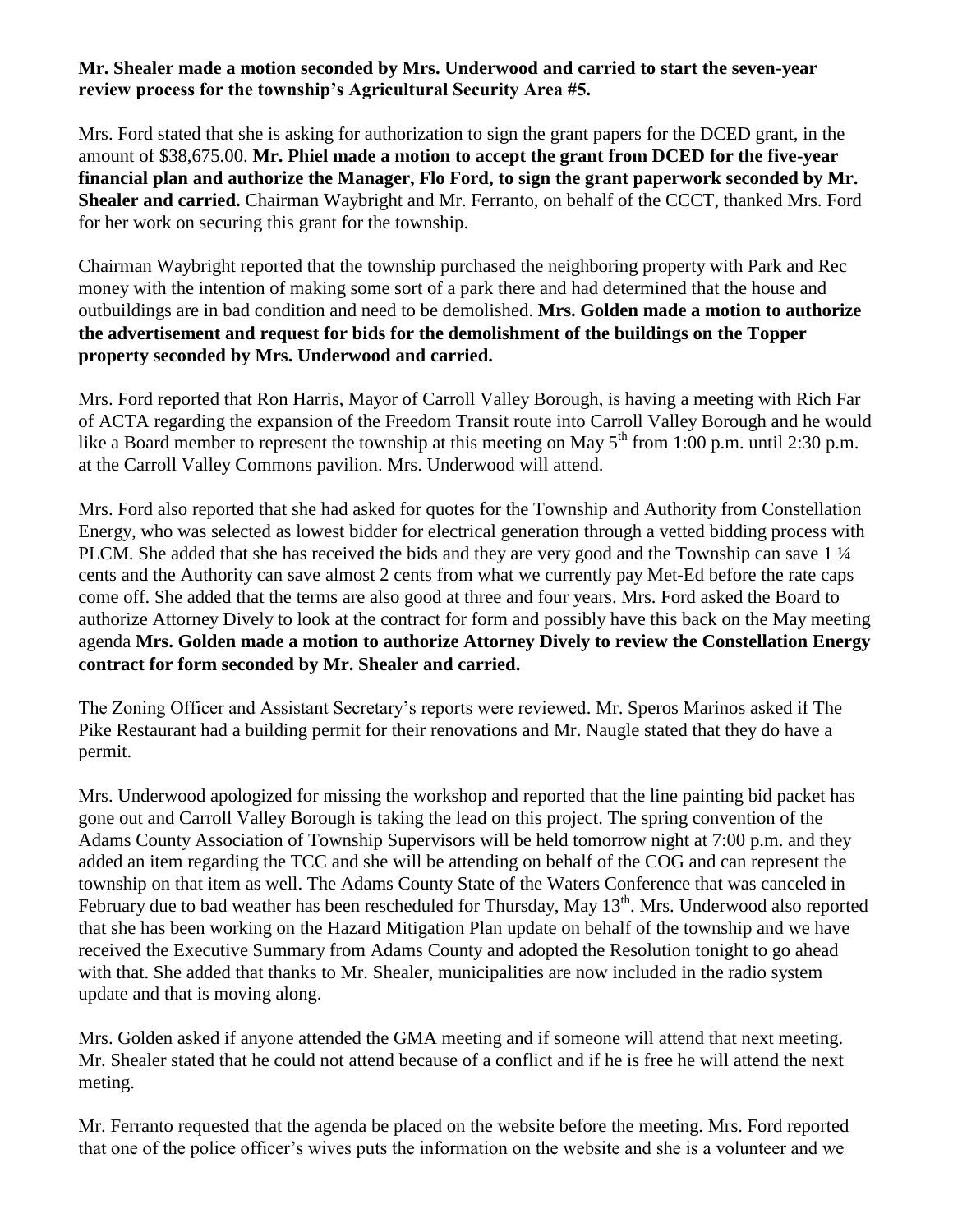**Mr. Shealer made a motion seconded by Mrs. Underwood and carried to start the seven-year review process for the township's Agricultural Security Area #5.**

Mrs. Ford stated that she is asking for authorization to sign the grant papers for the DCED grant, in the amount of $38,675.00. **Mr. Phiel made a motion to accept the grant from DCED for the five-year financial plan and authorize the Manager, Flo Ford, to sign the grant paperwork seconded by Mr. Shealer and carried.** Chairman Waybright and Mr. Ferranto, on behalf of the CCCT, thanked Mrs. Ford for her work on securing this grant for the township.

Chairman Waybright reported that the township purchased the neighboring property with Park and Rec money with the intention of making some sort of a park there and had determined that the house and outbuildings are in bad condition and need to be demolished. **Mrs. Golden made a motion to authorize the advertisement and request for bids for the demolishment of the buildings on the Topper property seconded by Mrs. Underwood and carried.**

Mrs. Ford reported that Ron Harris, Mayor of Carroll Valley Borough, is having a meeting with Rich Far of ACTA regarding the expansion of the Freedom Transit route into Carroll Valley Borough and he would like a Board member to represent the township at this meeting on May 5th from 1:00 p.m. until 2:30 p.m. at the Carroll Valley Commons pavilion. Mrs. Underwood will attend.

Mrs. Ford also reported that she had asked for quotes for the Township and Authority from Constellation Energy, who was selected as lowest bidder for electrical generation through a vetted bidding process with PLCM. She added that she has received the bids and they are very good and the Township can save 1 ¼ cents and the Authority can save almost 2 cents from what we currently pay Met-Ed before the rate caps come off. She added that the terms are also good at three and four years. Mrs. Ford asked the Board to authorize Attorney Dively to look at the contract for form and possibly have this back on the May meeting agenda **Mrs. Golden made a motion to authorize Attorney Dively to review the Constellation Energy contract for form seconded by Mr. Shealer and carried.**

The Zoning Officer and Assistant Secretary's reports were reviewed. Mr. Speros Marinos asked if The Pike Restaurant had a building permit for their renovations and Mr. Naugle stated that they do have a permit.

Mrs. Underwood apologized for missing the workshop and reported that the line painting bid packet has gone out and Carroll Valley Borough is taking the lead on this project. The spring convention of the Adams County Association of Township Supervisors will be held tomorrow night at 7:00 p.m. and they added an item regarding the TCC and she will be attending on behalf of the COG and can represent the township on that item as well. The Adams County State of the Waters Conference that was canceled in February due to bad weather has been rescheduled for Thursday, May 13th. Mrs. Underwood also reported that she has been working on the Hazard Mitigation Plan update on behalf of the township and we have received the Executive Summary from Adams County and adopted the Resolution tonight to go ahead with that. She added that thanks to Mr. Shealer, municipalities are now included in the radio system update and that is moving along.

Mrs. Golden asked if anyone attended the GMA meeting and if someone will attend that next meeting. Mr. Shealer stated that he could not attend because of a conflict and if he is free he will attend the next meting.

Mr. Ferranto requested that the agenda be placed on the website before the meeting. Mrs. Ford reported that one of the police officer's wives puts the information on the website and she is a volunteer and we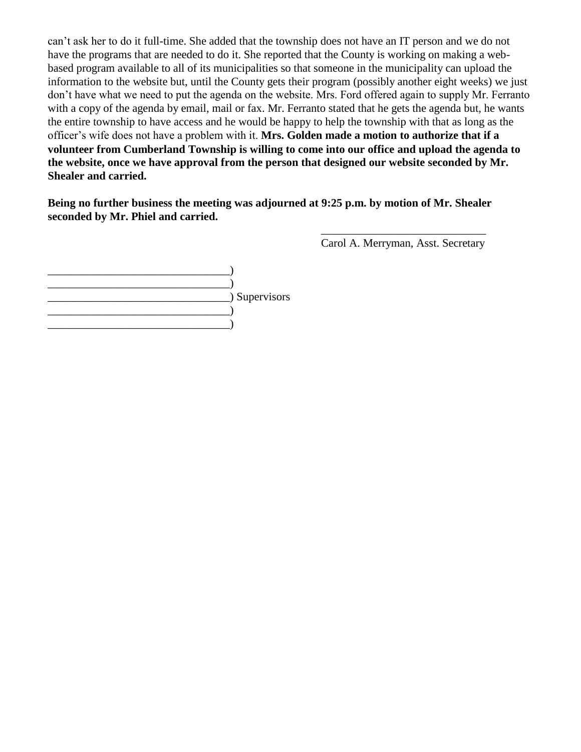can't ask her to do it full-time. She added that the township does not have an IT person and we do not have the programs that are needed to do it. She reported that the County is working on making a web-based program available to all of its municipalities so that someone in the municipality can upload the information to the website but, until the County gets their program (possibly another eight weeks) we just don't have what we need to put the agenda on the website. Mrs. Ford offered again to supply Mr. Ferranto with a copy of the agenda by email, mail or fax. Mr. Ferranto stated that he gets the agenda but, he wants the entire township to have access and he would be happy to help the township with that as long as the officer's wife does not have a problem with it. **Mrs. Golden made a motion to authorize that if a volunteer from Cumberland Township is willing to come into our office and upload the agenda to the website, once we have approval from the person that designed our website seconded by Mr. Shealer and carried.**

**Being no further business the meeting was adjourned at 9:25 p.m. by motion of Mr. Shealer seconded by Mr. Phiel and carried.**

\_\_\_\_\_\_\_\_\_\_\_\_\_\_\_\_\_\_\_\_\_\_\_\_\_\_\_\_\_\_
Carol A. Merryman, Asst. Secretary

\_\_\_\_\_\_\_\_\_\_\_\_\_\_\_\_\_\_\_\_\_\_\_\_\_\_\_\_\_\_\_)
\_\_\_\_\_\_\_\_\_\_\_\_\_\_\_\_\_\_\_\_\_\_\_\_\_\_\_\_\_\_\_)
\_\_\_\_\_\_\_\_\_\_\_\_\_\_\_\_\_\_\_\_\_\_\_\_\_\_\_\_\_\_\_) Supervisors
\_\_\_\_\_\_\_\_\_\_\_\_\_\_\_\_\_\_\_\_\_\_\_\_\_\_\_\_\_\_\_)
\_\_\_\_\_\_\_\_\_\_\_\_\_\_\_\_\_\_\_\_\_\_\_\_\_\_\_\_\_\_\_)